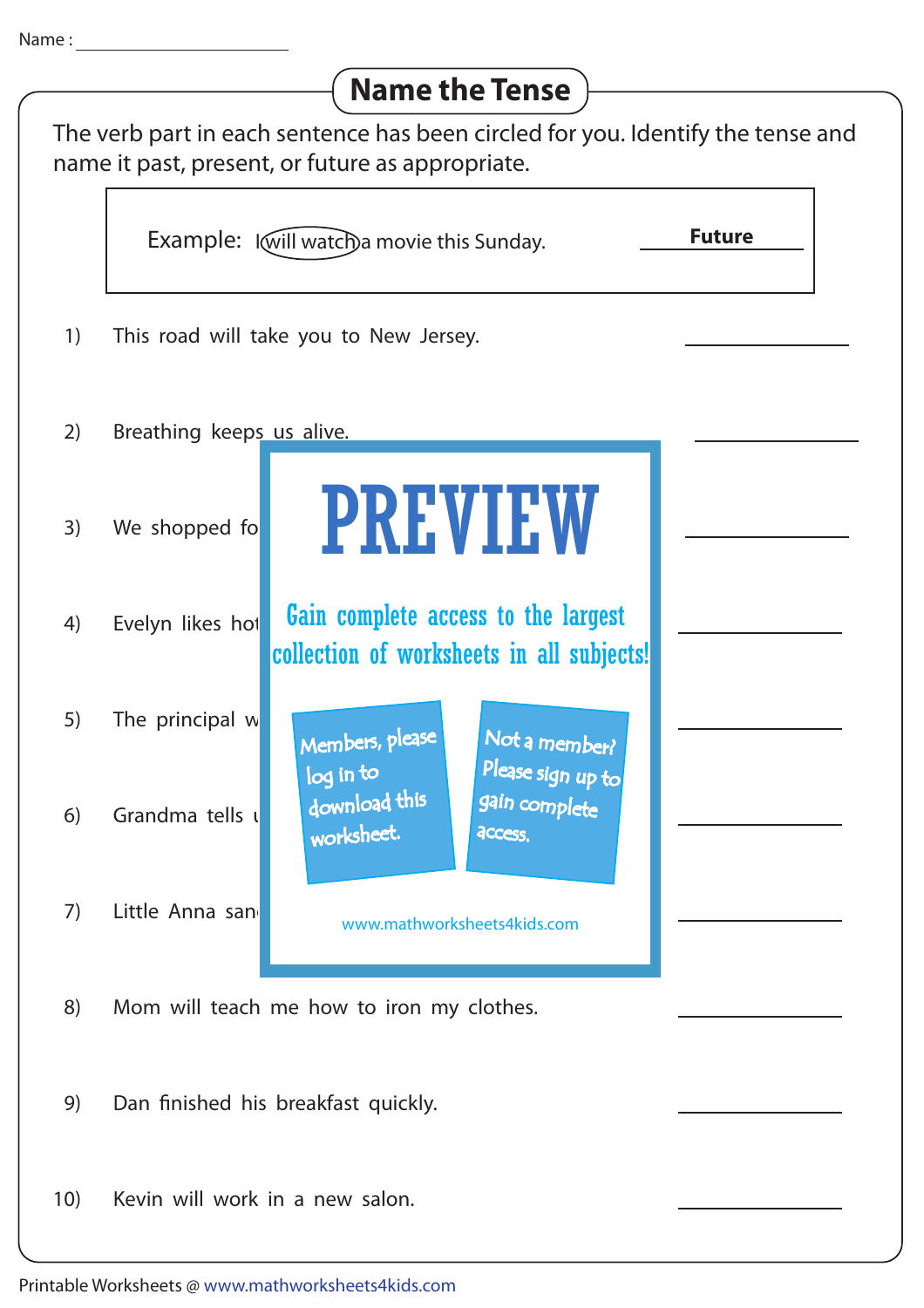Name : ____________________

# Name the Tense

The verb part in each sentence has been circled for you. Identify the tense and name it past, present, or future as appropriate.

Example: I will watch a movie this Sunday. **Future**

1) This road will take you to New Jersey. ____________

2) Breathing keeps us alive. ____________

3) We shopped fo ____________

4) Evelyn likes hot ____________

5) The principal w ____________

6) Grandma tells u ____________

7) Little Anna san ____________

8) Mom will teach me how to iron my clothes. ____________

9) Dan finished his breakfast quickly. ____________

10) Kevin will work in a new salon. ____________

PREVIEW

Gain complete access to the largest collection of worksheets in all subjects!

Members, please log in to download this worksheet.

Not a member? Please sign up to gain complete access.

www.mathworksheets4kids.com

Printable Worksheets @ www.mathworksheets4kids.com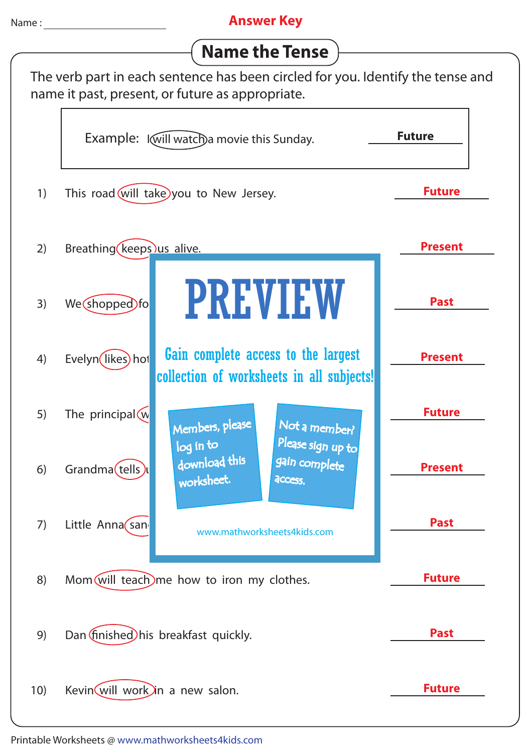Name : ____________________

**Answer Key**

# Name the Tense

The verb part in each sentence has been circled for you. Identify the tense and name it past, present, or future as appropriate.

Example: I (will watch) a movie this Sunday. **Future**

1) This road (will take) you to New Jersey. **Future**

2) Breathing (keeps) us alive. **Present**

3) We (shopped) fo **Past**

4) Evelyn (likes) hot **Present**

5) The principal (w **Future**

6) Grandma (tells) **Present**

7) Little Anna (san **Past**

8) Mom (will teach) me how to iron my clothes. **Future**

9) Dan (finished) his breakfast quickly. **Past**

10) Kevin (will work) in a new salon. **Future**

PREVIEW

Gain complete access to the largest collection of worksheets in all subjects!

Members, please log in to download this worksheet.

Not a member? Please sign up to gain complete access.

www.mathworksheets4kids.com

Printable Worksheets @ www.mathworksheets4kids.com